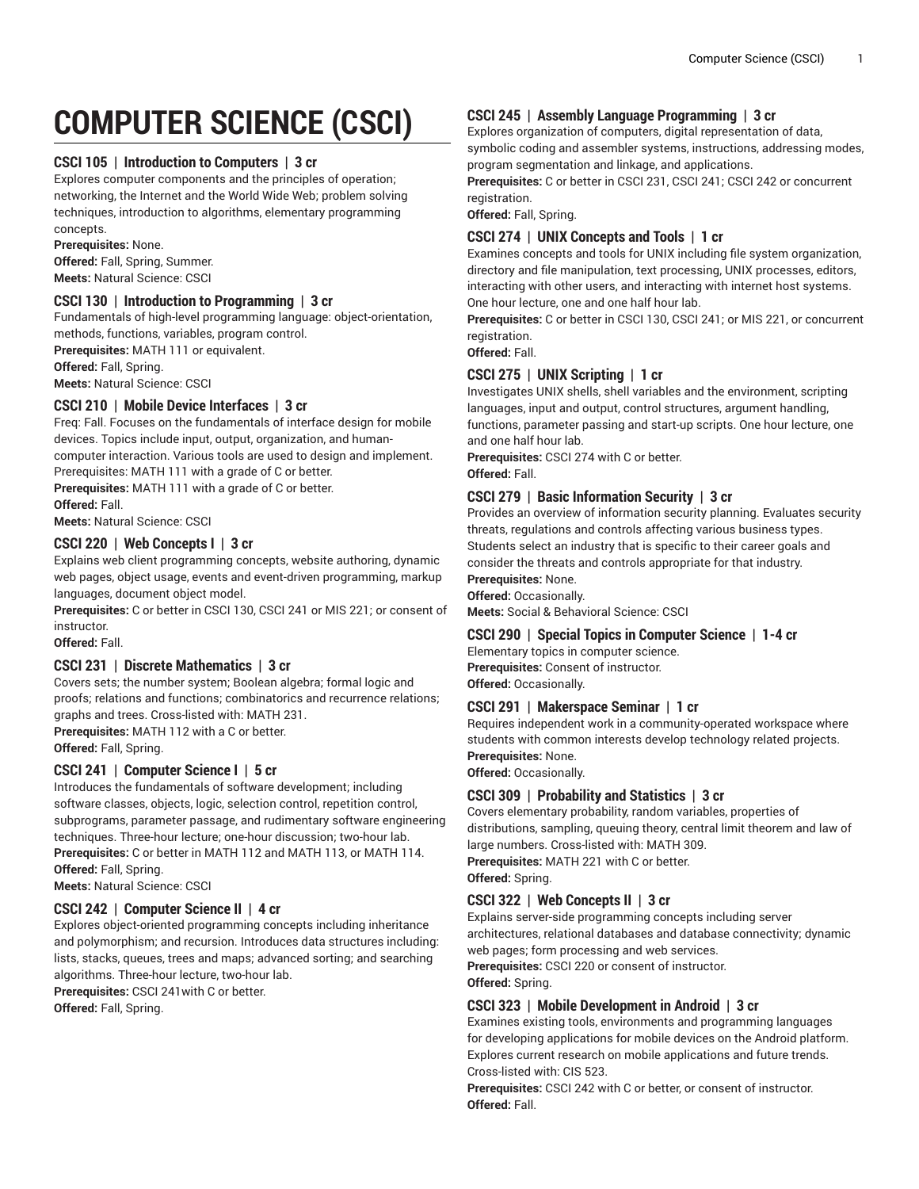# COMPUTER SCIENCE (CSCI)

### CSCI 105 | Introduction to Computers | 3 cr

Explores computer components and the principles of operation; networking, the Internet and the World Wide Web; problem solving techniques, introduction to algorithms, elementary programming concepts.

**Prerequisites:** None.
**Offered:** Fall, Spring, Summer.
**Meets:** Natural Science: CSCI

### CSCI 130 | Introduction to Programming | 3 cr

Fundamentals of high-level programming language: object-orientation, methods, functions, variables, program control.

**Prerequisites:** MATH 111 or equivalent.
**Offered:** Fall, Spring.
**Meets:** Natural Science: CSCI

### CSCI 210 | Mobile Device Interfaces | 3 cr

Freq: Fall. Focuses on the fundamentals of interface design for mobile devices. Topics include input, output, organization, and human-computer interaction. Various tools are used to design and implement. Prerequisites: MATH 111 with a grade of C or better.

**Prerequisites:** MATH 111 with a grade of C or better.
**Offered:** Fall.
**Meets:** Natural Science: CSCI

### CSCI 220 | Web Concepts I | 3 cr

Explains web client programming concepts, website authoring, dynamic web pages, object usage, events and event-driven programming, markup languages, document object model.

**Prerequisites:** C or better in CSCI 130, CSCI 241 or MIS 221; or consent of instructor.
**Offered:** Fall.

### CSCI 231 | Discrete Mathematics | 3 cr

Covers sets; the number system; Boolean algebra; formal logic and proofs; relations and functions; combinatorics and recurrence relations; graphs and trees. Cross-listed with: MATH 231.

**Prerequisites:** MATH 112 with a C or better.
**Offered:** Fall, Spring.

### CSCI 241 | Computer Science I | 5 cr

Introduces the fundamentals of software development; including software classes, objects, logic, selection control, repetition control, subprograms, parameter passage, and rudimentary software engineering techniques. Three-hour lecture; one-hour discussion; two-hour lab.

**Prerequisites:** C or better in MATH 112 and MATH 113, or MATH 114.
**Offered:** Fall, Spring.
**Meets:** Natural Science: CSCI

### CSCI 242 | Computer Science II | 4 cr

Explores object-oriented programming concepts including inheritance and polymorphism; and recursion. Introduces data structures including: lists, stacks, queues, trees and maps; advanced sorting; and searching algorithms. Three-hour lecture, two-hour lab.

**Prerequisites:** CSCI 241with C or better.
**Offered:** Fall, Spring.

### CSCI 245 | Assembly Language Programming | 3 cr

Explores organization of computers, digital representation of data, symbolic coding and assembler systems, instructions, addressing modes, program segmentation and linkage, and applications.

**Prerequisites:** C or better in CSCI 231, CSCI 241; CSCI 242 or concurrent registration.
**Offered:** Fall, Spring.

### CSCI 274 | UNIX Concepts and Tools | 1 cr

Examines concepts and tools for UNIX including file system organization, directory and file manipulation, text processing, UNIX processes, editors, interacting with other users, and interacting with internet host systems. One hour lecture, one and one half hour lab.

**Prerequisites:** C or better in CSCI 130, CSCI 241; or MIS 221, or concurrent registration.
**Offered:** Fall.

### CSCI 275 | UNIX Scripting | 1 cr

Investigates UNIX shells, shell variables and the environment, scripting languages, input and output, control structures, argument handling, functions, parameter passing and start-up scripts. One hour lecture, one and one half hour lab.

**Prerequisites:** CSCI 274 with C or better.
**Offered:** Fall.

### CSCI 279 | Basic Information Security | 3 cr

Provides an overview of information security planning. Evaluates security threats, regulations and controls affecting various business types. Students select an industry that is specific to their career goals and consider the threats and controls appropriate for that industry.

**Prerequisites:** None.
**Offered:** Occasionally.
**Meets:** Social & Behavioral Science: CSCI

### CSCI 290 | Special Topics in Computer Science | 1-4 cr

Elementary topics in computer science.

**Prerequisites:** Consent of instructor.
**Offered:** Occasionally.

### CSCI 291 | Makerspace Seminar | 1 cr

Requires independent work in a community-operated workspace where students with common interests develop technology related projects.

**Prerequisites:** None.
**Offered:** Occasionally.

### CSCI 309 | Probability and Statistics | 3 cr

Covers elementary probability, random variables, properties of distributions, sampling, queuing theory, central limit theorem and law of large numbers. Cross-listed with: MATH 309.

**Prerequisites:** MATH 221 with C or better.
**Offered:** Spring.

### CSCI 322 | Web Concepts II | 3 cr

Explains server-side programming concepts including server architectures, relational databases and database connectivity; dynamic web pages; form processing and web services.

**Prerequisites:** CSCI 220 or consent of instructor.
**Offered:** Spring.

### CSCI 323 | Mobile Development in Android | 3 cr

Examines existing tools, environments and programming languages for developing applications for mobile devices on the Android platform. Explores current research on mobile applications and future trends. Cross-listed with: CIS 523.

**Prerequisites:** CSCI 242 with C or better, or consent of instructor.
**Offered:** Fall.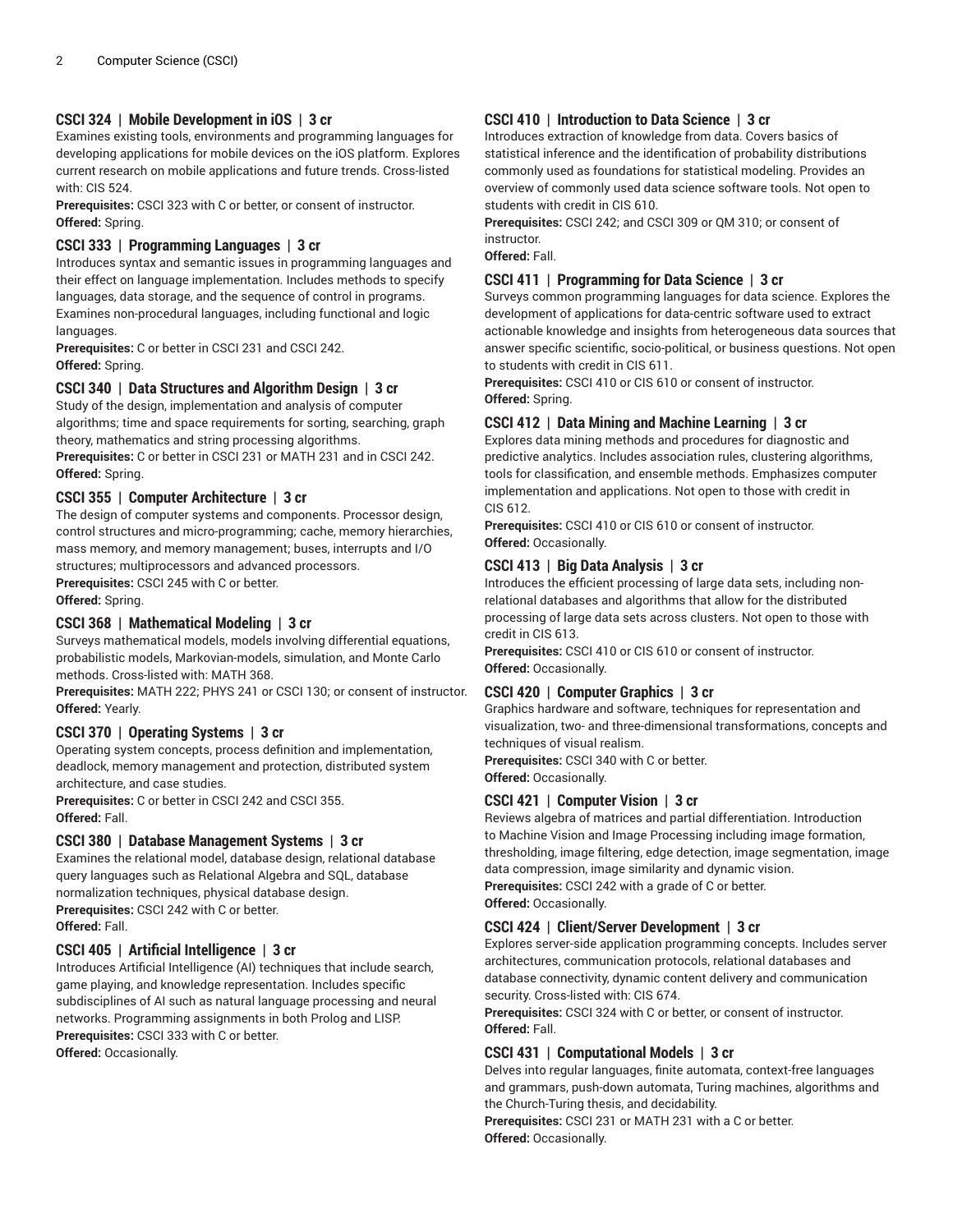### CSCI 324 | Mobile Development in iOS | 3 cr

Examines existing tools, environments and programming languages for developing applications for mobile devices on the iOS platform. Explores current research on mobile applications and future trends. Cross-listed with: CIS 524.

**Prerequisites:** CSCI 323 with C or better, or consent of instructor.
**Offered:** Spring.

### CSCI 333 | Programming Languages | 3 cr

Introduces syntax and semantic issues in programming languages and their effect on language implementation. Includes methods to specify languages, data storage, and the sequence of control in programs. Examines non-procedural languages, including functional and logic languages.

**Prerequisites:** C or better in CSCI 231 and CSCI 242.
**Offered:** Spring.

### CSCI 340 | Data Structures and Algorithm Design | 3 cr

Study of the design, implementation and analysis of computer algorithms; time and space requirements for sorting, searching, graph theory, mathematics and string processing algorithms.

**Prerequisites:** C or better in CSCI 231 or MATH 231 and in CSCI 242.
**Offered:** Spring.

### CSCI 355 | Computer Architecture | 3 cr

The design of computer systems and components. Processor design, control structures and micro-programming; cache, memory hierarchies, mass memory, and memory management; buses, interrupts and I/O structures; multiprocessors and advanced processors.

**Prerequisites:** CSCI 245 with C or better.
**Offered:** Spring.

### CSCI 368 | Mathematical Modeling | 3 cr

Surveys mathematical models, models involving differential equations, probabilistic models, Markovian-models, simulation, and Monte Carlo methods. Cross-listed with: MATH 368.

**Prerequisites:** MATH 222; PHYS 241 or CSCI 130; or consent of instructor.
**Offered:** Yearly.

### CSCI 370 | Operating Systems | 3 cr

Operating system concepts, process definition and implementation, deadlock, memory management and protection, distributed system architecture, and case studies.

**Prerequisites:** C or better in CSCI 242 and CSCI 355.
**Offered:** Fall.

### CSCI 380 | Database Management Systems | 3 cr

Examines the relational model, database design, relational database query languages such as Relational Algebra and SQL, database normalization techniques, physical database design.

**Prerequisites:** CSCI 242 with C or better.
**Offered:** Fall.

### CSCI 405 | Artificial Intelligence | 3 cr

Introduces Artificial Intelligence (AI) techniques that include search, game playing, and knowledge representation. Includes specific subdisciplines of AI such as natural language processing and neural networks. Programming assignments in both Prolog and LISP.

**Prerequisites:** CSCI 333 with C or better.
**Offered:** Occasionally.

### CSCI 410 | Introduction to Data Science | 3 cr

Introduces extraction of knowledge from data. Covers basics of statistical inference and the identification of probability distributions commonly used as foundations for statistical modeling. Provides an overview of commonly used data science software tools. Not open to students with credit in CIS 610.

**Prerequisites:** CSCI 242; and CSCI 309 or QM 310; or consent of instructor.
**Offered:** Fall.

### CSCI 411 | Programming for Data Science | 3 cr

Surveys common programming languages for data science. Explores the development of applications for data-centric software used to extract actionable knowledge and insights from heterogeneous data sources that answer specific scientific, socio-political, or business questions. Not open to students with credit in CIS 611.

**Prerequisites:** CSCI 410 or CIS 610 or consent of instructor.
**Offered:** Spring.

### CSCI 412 | Data Mining and Machine Learning | 3 cr

Explores data mining methods and procedures for diagnostic and predictive analytics. Includes association rules, clustering algorithms, tools for classification, and ensemble methods. Emphasizes computer implementation and applications. Not open to those with credit in CIS 612.

**Prerequisites:** CSCI 410 or CIS 610 or consent of instructor.
**Offered:** Occasionally.

### CSCI 413 | Big Data Analysis | 3 cr

Introduces the efficient processing of large data sets, including non-relational databases and algorithms that allow for the distributed processing of large data sets across clusters. Not open to those with credit in CIS 613.

**Prerequisites:** CSCI 410 or CIS 610 or consent of instructor.
**Offered:** Occasionally.

### CSCI 420 | Computer Graphics | 3 cr

Graphics hardware and software, techniques for representation and visualization, two- and three-dimensional transformations, concepts and techniques of visual realism.

**Prerequisites:** CSCI 340 with C or better.
**Offered:** Occasionally.

### CSCI 421 | Computer Vision | 3 cr

Reviews algebra of matrices and partial differentiation. Introduction to Machine Vision and Image Processing including image formation, thresholding, image filtering, edge detection, image segmentation, image data compression, image similarity and dynamic vision.

**Prerequisites:** CSCI 242 with a grade of C or better.
**Offered:** Occasionally.

### CSCI 424 | Client/Server Development | 3 cr

Explores server-side application programming concepts. Includes server architectures, communication protocols, relational databases and database connectivity, dynamic content delivery and communication security. Cross-listed with: CIS 674.

**Prerequisites:** CSCI 324 with C or better, or consent of instructor.
**Offered:** Fall.

### CSCI 431 | Computational Models | 3 cr

Delves into regular languages, finite automata, context-free languages and grammars, push-down automata, Turing machines, algorithms and the Church-Turing thesis, and decidability.

**Prerequisites:** CSCI 231 or MATH 231 with a C or better.
**Offered:** Occasionally.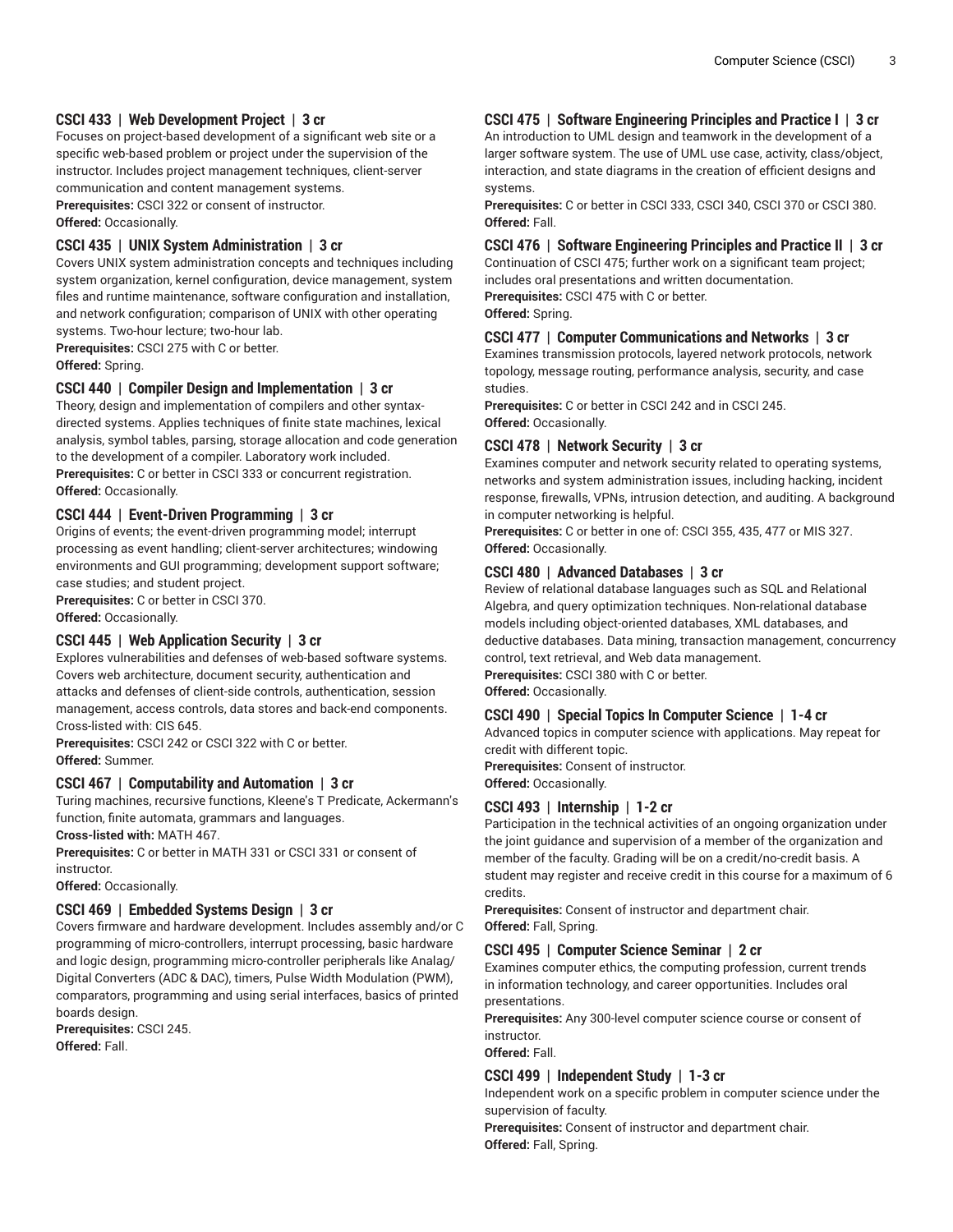### CSCI 433 | Web Development Project | 3 cr

Focuses on project-based development of a significant web site or a specific web-based problem or project under the supervision of the instructor. Includes project management techniques, client-server communication and content management systems.

**Prerequisites:** CSCI 322 or consent of instructor.

**Offered:** Occasionally.

### CSCI 435 | UNIX System Administration | 3 cr

Covers UNIX system administration concepts and techniques including system organization, kernel configuration, device management, system files and runtime maintenance, software configuration and installation, and network configuration; comparison of UNIX with other operating systems. Two-hour lecture; two-hour lab.

**Prerequisites:** CSCI 275 with C or better.

**Offered:** Spring.

### CSCI 440 | Compiler Design and Implementation | 3 cr

Theory, design and implementation of compilers and other syntax-directed systems. Applies techniques of finite state machines, lexical analysis, symbol tables, parsing, storage allocation and code generation to the development of a compiler. Laboratory work included.

**Prerequisites:** C or better in CSCI 333 or concurrent registration.

**Offered:** Occasionally.

### CSCI 444 | Event-Driven Programming | 3 cr

Origins of events; the event-driven programming model; interrupt processing as event handling; client-server architectures; windowing environments and GUI programming; development support software; case studies; and student project.

**Prerequisites:** C or better in CSCI 370.

**Offered:** Occasionally.

### CSCI 445 | Web Application Security | 3 cr

Explores vulnerabilities and defenses of web-based software systems. Covers web architecture, document security, authentication and attacks and defenses of client-side controls, authentication, session management, access controls, data stores and back-end components. Cross-listed with: CIS 645.

**Prerequisites:** CSCI 242 or CSCI 322 with C or better.

**Offered:** Summer.

### CSCI 467 | Computability and Automation | 3 cr

Turing machines, recursive functions, Kleene's T Predicate, Ackermann's function, finite automata, grammars and languages.

**Cross-listed with:** MATH 467.

**Prerequisites:** C or better in MATH 331 or CSCI 331 or consent of instructor.

**Offered:** Occasionally.

### CSCI 469 | Embedded Systems Design | 3 cr

Covers firmware and hardware development. Includes assembly and/or C programming of micro-controllers, interrupt processing, basic hardware and logic design, programming micro-controller peripherals like Analag/Digital Converters (ADC & DAC), timers, Pulse Width Modulation (PWM), comparators, programming and using serial interfaces, basics of printed boards design.

**Prerequisites:** CSCI 245.

**Offered:** Fall.

### CSCI 475 | Software Engineering Principles and Practice I | 3 cr

An introduction to UML design and teamwork in the development of a larger software system. The use of UML use case, activity, class/object, interaction, and state diagrams in the creation of efficient designs and systems.

**Prerequisites:** C or better in CSCI 333, CSCI 340, CSCI 370 or CSCI 380.

**Offered:** Fall.

### CSCI 476 | Software Engineering Principles and Practice II | 3 cr

Continuation of CSCI 475; further work on a significant team project; includes oral presentations and written documentation.

**Prerequisites:** CSCI 475 with C or better.

**Offered:** Spring.

### CSCI 477 | Computer Communications and Networks | 3 cr

Examines transmission protocols, layered network protocols, network topology, message routing, performance analysis, security, and case studies.

**Prerequisites:** C or better in CSCI 242 and in CSCI 245.

**Offered:** Occasionally.

### CSCI 478 | Network Security | 3 cr

Examines computer and network security related to operating systems, networks and system administration issues, including hacking, incident response, firewalls, VPNs, intrusion detection, and auditing. A background in computer networking is helpful.

**Prerequisites:** C or better in one of: CSCI 355, 435, 477 or MIS 327.

**Offered:** Occasionally.

### CSCI 480 | Advanced Databases | 3 cr

Review of relational database languages such as SQL and Relational Algebra, and query optimization techniques. Non-relational database models including object-oriented databases, XML databases, and deductive databases. Data mining, transaction management, concurrency control, text retrieval, and Web data management.

**Prerequisites:** CSCI 380 with C or better.

**Offered:** Occasionally.

### CSCI 490 | Special Topics In Computer Science | 1-4 cr

Advanced topics in computer science with applications. May repeat for credit with different topic.

**Prerequisites:** Consent of instructor.

**Offered:** Occasionally.

### CSCI 493 | Internship | 1-2 cr

Participation in the technical activities of an ongoing organization under the joint guidance and supervision of a member of the organization and member of the faculty. Grading will be on a credit/no-credit basis. A student may register and receive credit in this course for a maximum of 6 credits.

**Prerequisites:** Consent of instructor and department chair.

**Offered:** Fall, Spring.

### CSCI 495 | Computer Science Seminar | 2 cr

Examines computer ethics, the computing profession, current trends in information technology, and career opportunities. Includes oral presentations.

**Prerequisites:** Any 300-level computer science course or consent of instructor.

**Offered:** Fall.

### CSCI 499 | Independent Study | 1-3 cr

Independent work on a specific problem in computer science under the supervision of faculty.

**Prerequisites:** Consent of instructor and department chair.

**Offered:** Fall, Spring.